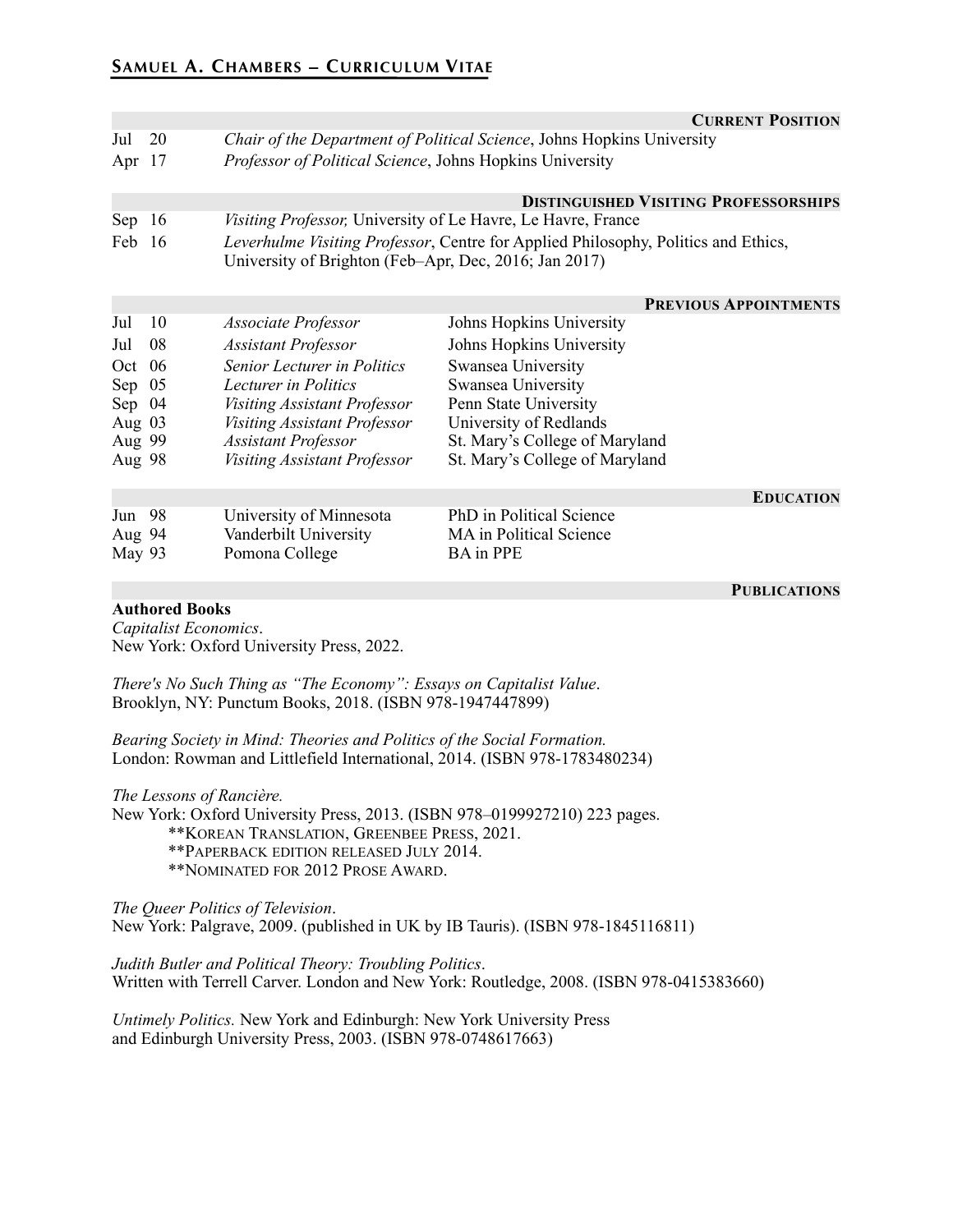# Samuel A. Chambers – Curriculum Vitae

## Current Position

| | |
|---|---|
| Jul 20 | *Chair of the Department of Political Science*, Johns Hopkins University |
| Apr 17 | *Professor of Political Science*, Johns Hopkins University |

## Distinguished Visiting Professorships

| | |
|---|---|
| Sep 16 | *Visiting Professor,* University of Le Havre, Le Havre, France |
| Feb 16 | *Leverhulme Visiting Professor*, Centre for Applied Philosophy, Politics and Ethics, University of Brighton (Feb–Apr, Dec, 2016; Jan 2017) |

## Previous Appointments

| | | |
|---|---|---|
| Jul 10 | *Associate Professor* | Johns Hopkins University |
| Jul 08 | *Assistant Professor* | Johns Hopkins University |
| Oct 06 | *Senior Lecturer in Politics* | Swansea University |
| Sep 05 | *Lecturer in Politics* | Swansea University |
| Sep 04 | *Visiting Assistant Professor* | Penn State University |
| Aug 03 | *Visiting Assistant Professor* | University of Redlands |
| Aug 99 | *Assistant Professor* | St. Mary's College of Maryland |
| Aug 98 | *Visiting Assistant Professor* | St. Mary's College of Maryland |

## Education

| | | |
|---|---|---|
| Jun 98 | University of Minnesota | PhD in Political Science |
| Aug 94 | Vanderbilt University | MA in Political Science |
| May 93 | Pomona College | BA in PPE |

## Publications

**Authored Books**

*Capitalist Economics*.
New York: Oxford University Press, 2022.

*There's No Such Thing as "The Economy": Essays on Capitalist Value*.
Brooklyn, NY: Punctum Books, 2018. (ISBN 978-1947447899)

*Bearing Society in Mind: Theories and Politics of the Social Formation.*
London: Rowman and Littlefield International, 2014. (ISBN 978-1783480234)

*The Lessons of Rancière.*
New York: Oxford University Press, 2013. (ISBN 978–0199927210) 223 pages.
- **Korean Translation, Greenbee Press, 2021.
- **Paperback edition released July 2014.
- **Nominated for 2012 Prose Award.

*The Queer Politics of Television*.
New York: Palgrave, 2009. (published in UK by IB Tauris). (ISBN 978-1845116811)

*Judith Butler and Political Theory: Troubling Politics*.
Written with Terrell Carver. London and New York: Routledge, 2008. (ISBN 978-0415383660)

*Untimely Politics.* New York and Edinburgh: New York University Press and Edinburgh University Press, 2003. (ISBN 978-0748617663)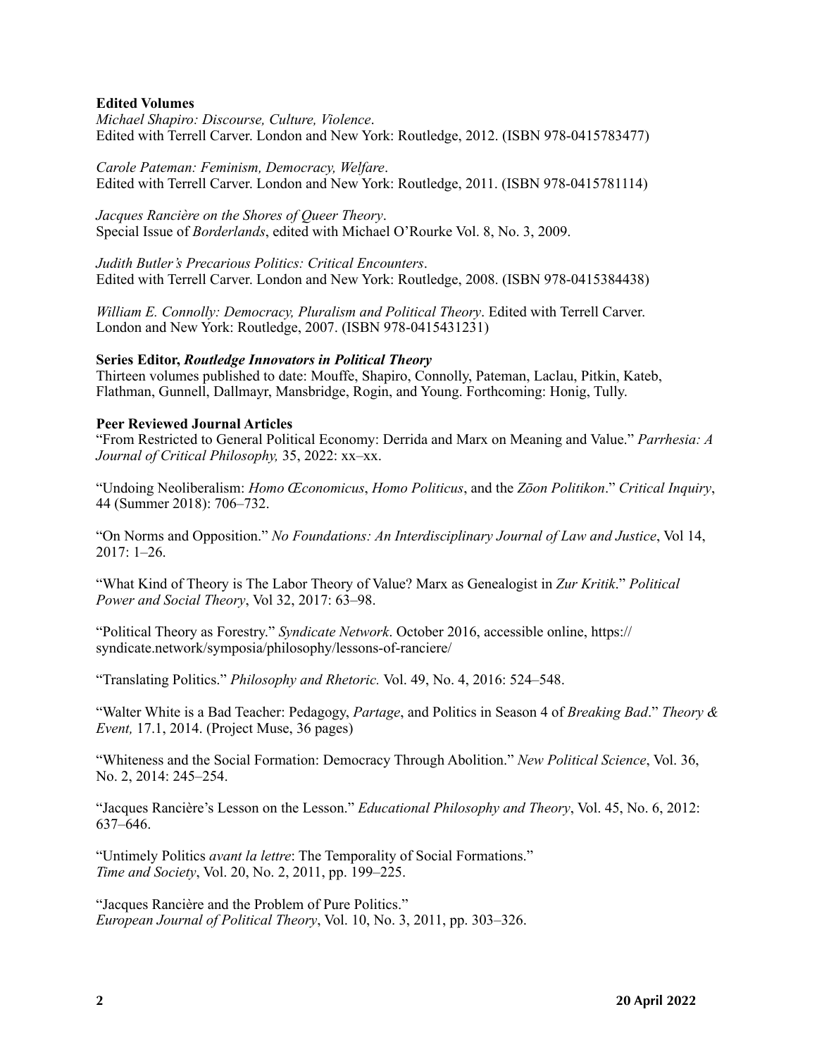**Edited Volumes**

*Michael Shapiro: Discourse, Culture, Violence*.
Edited with Terrell Carver. London and New York: Routledge, 2012. (ISBN 978-0415783477)

*Carole Pateman: Feminism, Democracy, Welfare*.
Edited with Terrell Carver. London and New York: Routledge, 2011. (ISBN 978-0415781114)

*Jacques Rancière on the Shores of Queer Theory*.
Special Issue of *Borderlands*, edited with Michael O'Rourke Vol. 8, No. 3, 2009.

*Judith Butler's Precarious Politics: Critical Encounters*.
Edited with Terrell Carver. London and New York: Routledge, 2008. (ISBN 978-0415384438)

*William E. Connolly: Democracy, Pluralism and Political Theory*. Edited with Terrell Carver. London and New York: Routledge, 2007. (ISBN 978-0415431231)

**Series Editor, *Routledge Innovators in Political Theory***

Thirteen volumes published to date: Mouffe, Shapiro, Connolly, Pateman, Laclau, Pitkin, Kateb, Flathman, Gunnell, Dallmayr, Mansbridge, Rogin, and Young. Forthcoming: Honig, Tully.

**Peer Reviewed Journal Articles**

"From Restricted to General Political Economy: Derrida and Marx on Meaning and Value." *Parrhesia: A Journal of Critical Philosophy,* 35, 2022: xx–xx.

"Undoing Neoliberalism: *Homo Œconomicus*, *Homo Politicus*, and the *Zōon Politikon*." *Critical Inquiry*, 44 (Summer 2018): 706–732.

"On Norms and Opposition." *No Foundations: An Interdisciplinary Journal of Law and Justice*, Vol 14, 2017: 1–26.

"What Kind of Theory is The Labor Theory of Value? Marx as Genealogist in *Zur Kritik*." *Political Power and Social Theory*, Vol 32, 2017: 63–98.

"Political Theory as Forestry." *Syndicate Network*. October 2016, accessible online, https://syndicate.network/symposia/philosophy/lessons-of-ranciere/

"Translating Politics." *Philosophy and Rhetoric.* Vol. 49, No. 4, 2016: 524–548.

"Walter White is a Bad Teacher: Pedagogy, *Partage*, and Politics in Season 4 of *Breaking Bad*." *Theory & Event,* 17.1, 2014. (Project Muse, 36 pages)

"Whiteness and the Social Formation: Democracy Through Abolition." *New Political Science*, Vol. 36, No. 2, 2014: 245–254.

"Jacques Rancière's Lesson on the Lesson." *Educational Philosophy and Theory*, Vol. 45, No. 6, 2012: 637–646.

"Untimely Politics *avant la lettre*: The Temporality of Social Formations."
*Time and Society*, Vol. 20, No. 2, 2011, pp. 199–225.

"Jacques Rancière and the Problem of Pure Politics."
*European Journal of Political Theory*, Vol. 10, No. 3, 2011, pp. 303–326.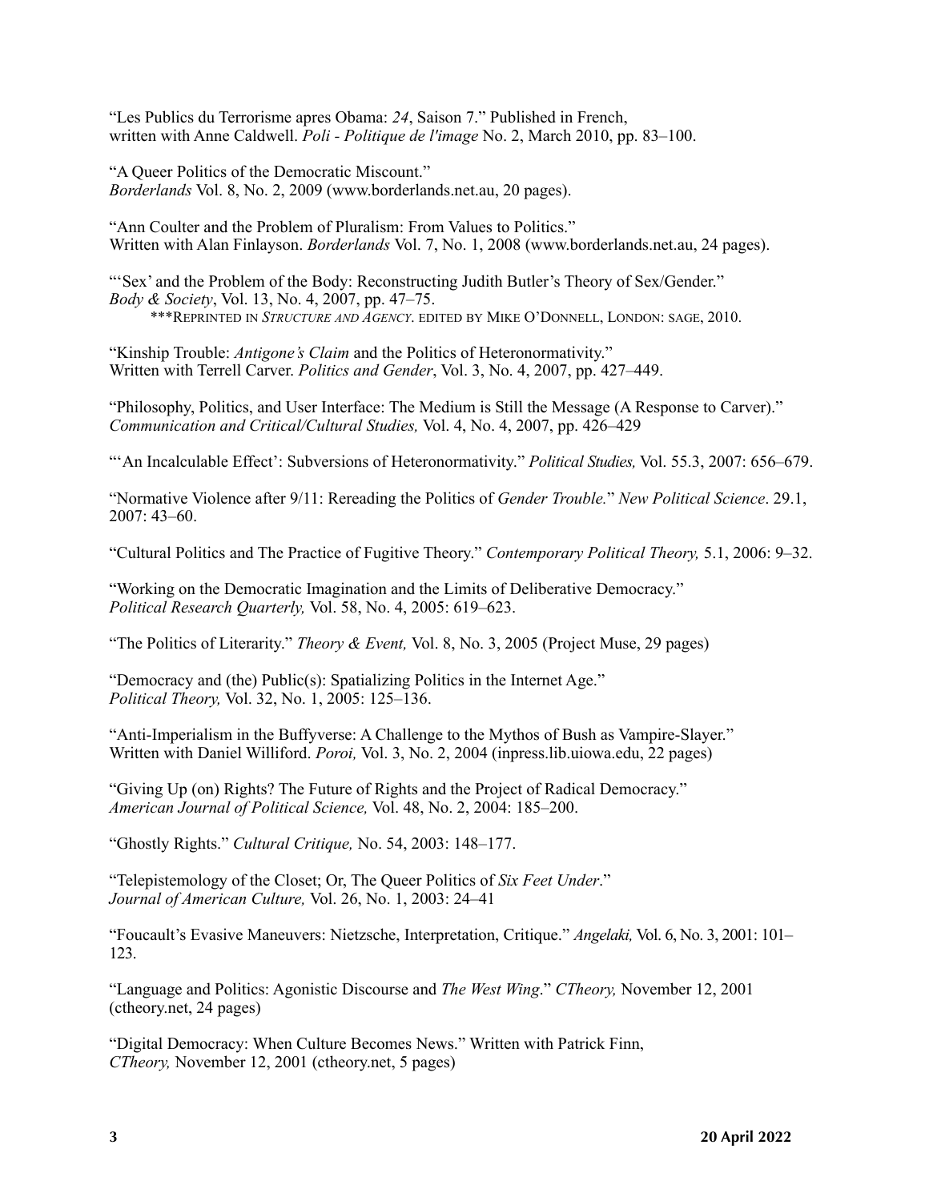"Les Publics du Terrorisme apres Obama: *24*, Saison 7." Published in French, written with Anne Caldwell. *Poli - Politique de l'image* No. 2, March 2010, pp. 83–100.

"A Queer Politics of the Democratic Miscount." *Borderlands* Vol. 8, No. 2, 2009 (www.borderlands.net.au, 20 pages).

"Ann Coulter and the Problem of Pluralism: From Values to Politics." Written with Alan Finlayson. *Borderlands* Vol. 7, No. 1, 2008 (www.borderlands.net.au, 24 pages).

"'Sex' and the Problem of the Body: Reconstructing Judith Butler's Theory of Sex/Gender." *Body & Society*, Vol. 13, No. 4, 2007, pp. 47–75.
  ***Reprinted in *Structure and Agency*. edited by Mike O'Donnell, London: sage, 2010.

"Kinship Trouble: *Antigone's Claim* and the Politics of Heteronormativity." Written with Terrell Carver. *Politics and Gender*, Vol. 3, No. 4, 2007, pp. 427–449.

"Philosophy, Politics, and User Interface: The Medium is Still the Message (A Response to Carver)." *Communication and Critical/Cultural Studies,* Vol. 4, No. 4, 2007, pp. 426–429

"'An Incalculable Effect': Subversions of Heteronormativity." *Political Studies,* Vol. 55.3, 2007: 656–679.

"Normative Violence after 9/11: Rereading the Politics of *Gender Trouble.*" *New Political Science*. 29.1, 2007: 43–60.

"Cultural Politics and The Practice of Fugitive Theory." *Contemporary Political Theory,* 5.1, 2006: 9–32.

"Working on the Democratic Imagination and the Limits of Deliberative Democracy." *Political Research Quarterly,* Vol. 58, No. 4, 2005: 619–623.

"The Politics of Literarity." *Theory & Event,* Vol. 8, No. 3, 2005 (Project Muse, 29 pages)

"Democracy and (the) Public(s): Spatializing Politics in the Internet Age." *Political Theory,* Vol. 32, No. 1, 2005: 125–136.

"Anti-Imperialism in the Buffyverse: A Challenge to the Mythos of Bush as Vampire-Slayer." Written with Daniel Williford. *Poroi,* Vol. 3, No. 2, 2004 (inpress.lib.uiowa.edu, 22 pages)

"Giving Up (on) Rights? The Future of Rights and the Project of Radical Democracy." *American Journal of Political Science,* Vol. 48, No. 2, 2004: 185–200.

"Ghostly Rights." *Cultural Critique,* No. 54, 2003: 148–177.

"Telepistemology of the Closet; Or, The Queer Politics of *Six Feet Under*." *Journal of American Culture,* Vol. 26, No. 1, 2003: 24–41

"Foucault's Evasive Maneuvers: Nietzsche, Interpretation, Critique." *Angelaki,* Vol. 6, No. 3, 2001: 101–123.

"Language and Politics: Agonistic Discourse and *The West Wing*." *CTheory,* November 12, 2001 (ctheory.net, 24 pages)

"Digital Democracy: When Culture Becomes News." Written with Patrick Finn, *CTheory,* November 12, 2001 (ctheory.net, 5 pages)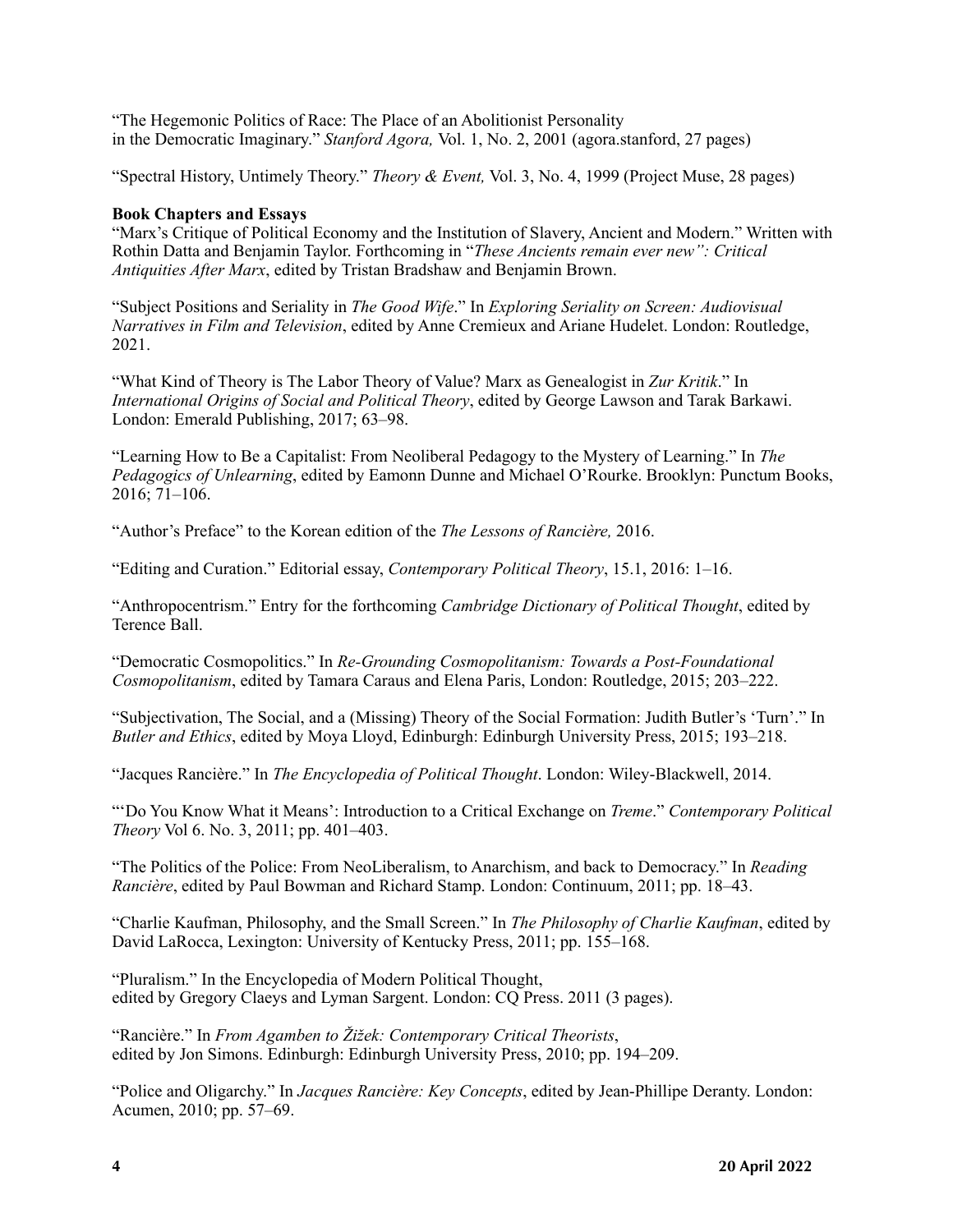"The Hegemonic Politics of Race: The Place of an Abolitionist Personality in the Democratic Imaginary." *Stanford Agora,* Vol. 1, No. 2, 2001 (agora.stanford, 27 pages)

"Spectral History, Untimely Theory." *Theory & Event,* Vol. 3, No. 4, 1999 (Project Muse, 28 pages)

**Book Chapters and Essays**

"Marx's Critique of Political Economy and the Institution of Slavery, Ancient and Modern." Written with Rothin Datta and Benjamin Taylor. Forthcoming in "*These Ancients remain ever new": Critical Antiquities After Marx*, edited by Tristan Bradshaw and Benjamin Brown.

"Subject Positions and Seriality in *The Good Wife*." In *Exploring Seriality on Screen: Audiovisual Narratives in Film and Television*, edited by Anne Cremieux and Ariane Hudelet. London: Routledge, 2021.

"What Kind of Theory is The Labor Theory of Value? Marx as Genealogist in *Zur Kritik*." In *International Origins of Social and Political Theory*, edited by George Lawson and Tarak Barkawi. London: Emerald Publishing, 2017; 63–98.

"Learning How to Be a Capitalist: From Neoliberal Pedagogy to the Mystery of Learning." In *The Pedagogics of Unlearning*, edited by Eamonn Dunne and Michael O'Rourke. Brooklyn: Punctum Books, 2016; 71–106.

"Author's Preface" to the Korean edition of the *The Lessons of Rancière,* 2016.

"Editing and Curation." Editorial essay, *Contemporary Political Theory*, 15.1, 2016: 1–16.

"Anthropocentrism." Entry for the forthcoming *Cambridge Dictionary of Political Thought*, edited by Terence Ball.

"Democratic Cosmopolitics." In *Re-Grounding Cosmopolitanism: Towards a Post-Foundational Cosmopolitanism*, edited by Tamara Caraus and Elena Paris, London: Routledge, 2015; 203–222.

"Subjectivation, The Social, and a (Missing) Theory of the Social Formation: Judith Butler's 'Turn'." In *Butler and Ethics*, edited by Moya Lloyd, Edinburgh: Edinburgh University Press, 2015; 193–218.

"Jacques Rancière." In *The Encyclopedia of Political Thought*. London: Wiley-Blackwell, 2014.

"'Do You Know What it Means': Introduction to a Critical Exchange on *Treme*." *Contemporary Political Theory* Vol 6. No. 3, 2011; pp. 401–403.

"The Politics of the Police: From NeoLiberalism, to Anarchism, and back to Democracy." In *Reading Rancière*, edited by Paul Bowman and Richard Stamp. London: Continuum, 2011; pp. 18–43.

"Charlie Kaufman, Philosophy, and the Small Screen." In *The Philosophy of Charlie Kaufman*, edited by David LaRocca, Lexington: University of Kentucky Press, 2011; pp. 155–168.

"Pluralism." In the Encyclopedia of Modern Political Thought, edited by Gregory Claeys and Lyman Sargent. London: CQ Press. 2011 (3 pages).

"Rancière." In *From Agamben to Žižek: Contemporary Critical Theorists*, edited by Jon Simons. Edinburgh: Edinburgh University Press, 2010; pp. 194–209.

"Police and Oligarchy." In *Jacques Rancière: Key Concepts*, edited by Jean-Phillipe Deranty. London: Acumen, 2010; pp. 57–69.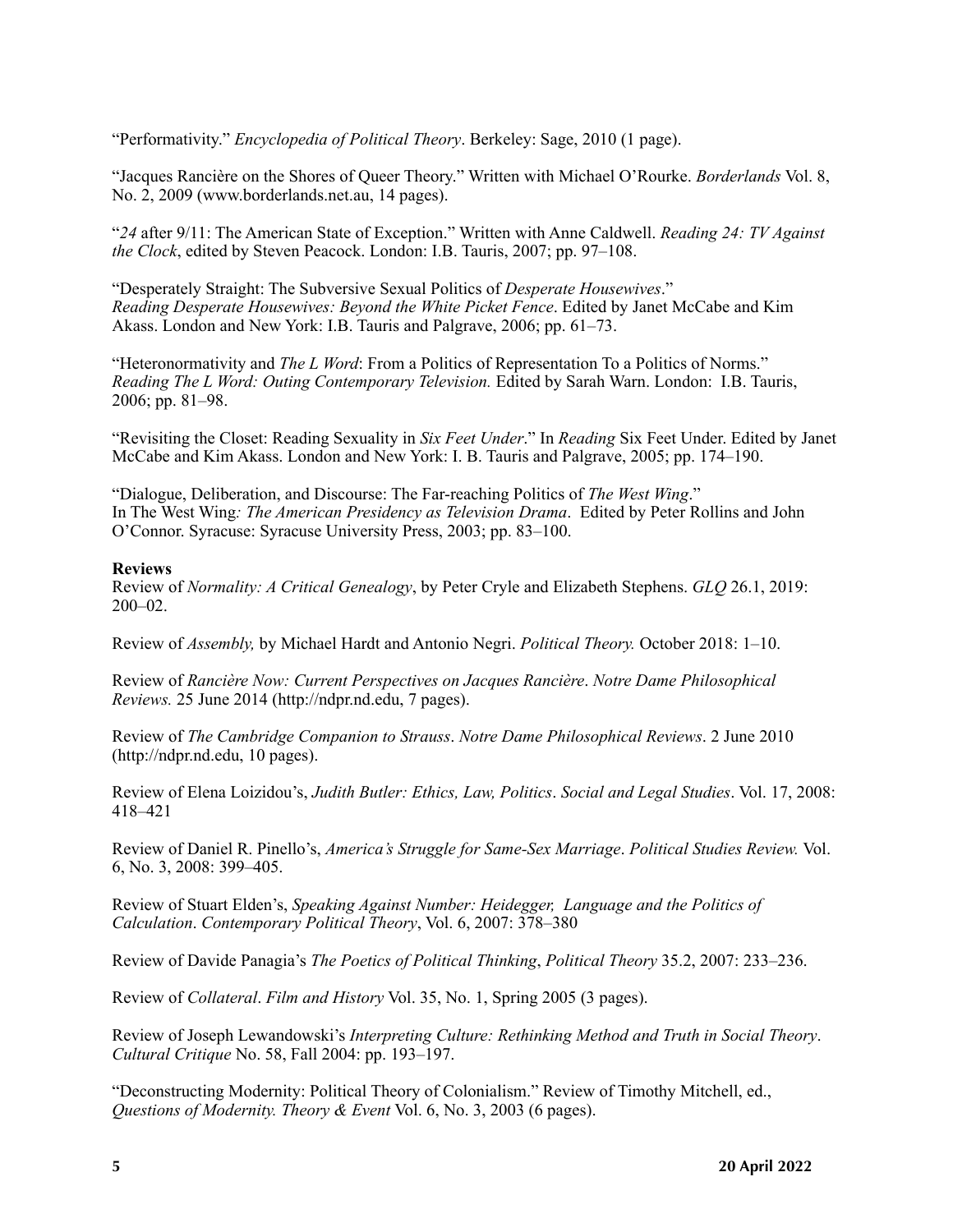"Performativity." *Encyclopedia of Political Theory*. Berkeley: Sage, 2010 (1 page).

"Jacques Rancière on the Shores of Queer Theory." Written with Michael O'Rourke. *Borderlands* Vol. 8, No. 2, 2009 (www.borderlands.net.au, 14 pages).

"*24* after 9/11: The American State of Exception." Written with Anne Caldwell. *Reading 24: TV Against the Clock*, edited by Steven Peacock. London: I.B. Tauris, 2007; pp. 97–108.

"Desperately Straight: The Subversive Sexual Politics of *Desperate Housewives*." *Reading Desperate Housewives: Beyond the White Picket Fence*. Edited by Janet McCabe and Kim Akass. London and New York: I.B. Tauris and Palgrave, 2006; pp. 61–73.

"Heteronormativity and *The L Word*: From a Politics of Representation To a Politics of Norms." *Reading The L Word: Outing Contemporary Television.* Edited by Sarah Warn. London: I.B. Tauris, 2006; pp. 81–98.

"Revisiting the Closet: Reading Sexuality in *Six Feet Under*." In *Reading* Six Feet Under. Edited by Janet McCabe and Kim Akass. London and New York: I. B. Tauris and Palgrave, 2005; pp. 174–190.

"Dialogue, Deliberation, and Discourse: The Far-reaching Politics of *The West Wing*." In The West Wing*: The American Presidency as Television Drama*. Edited by Peter Rollins and John O'Connor. Syracuse: Syracuse University Press, 2003; pp. 83–100.

**Reviews**

Review of *Normality: A Critical Genealogy*, by Peter Cryle and Elizabeth Stephens. *GLQ* 26.1, 2019: 200–02.

Review of *Assembly,* by Michael Hardt and Antonio Negri. *Political Theory.* October 2018: 1–10.

Review of *Rancière Now: Current Perspectives on Jacques Rancière*. *Notre Dame Philosophical Reviews.* 25 June 2014 (http://ndpr.nd.edu, 7 pages).

Review of *The Cambridge Companion to Strauss*. *Notre Dame Philosophical Reviews*. 2 June 2010 (http://ndpr.nd.edu, 10 pages).

Review of Elena Loizidou's, *Judith Butler: Ethics, Law, Politics*. *Social and Legal Studies*. Vol. 17, 2008: 418–421

Review of Daniel R. Pinello's, *America's Struggle for Same-Sex Marriage*. *Political Studies Review.* Vol. 6, No. 3, 2008: 399–405.

Review of Stuart Elden's, *Speaking Against Number: Heidegger, Language and the Politics of Calculation*. *Contemporary Political Theory*, Vol. 6, 2007: 378–380

Review of Davide Panagia's *The Poetics of Political Thinking*, *Political Theory* 35.2, 2007: 233–236.

Review of *Collateral*. *Film and History* Vol. 35, No. 1, Spring 2005 (3 pages).

Review of Joseph Lewandowski's *Interpreting Culture: Rethinking Method and Truth in Social Theory*. *Cultural Critique* No. 58, Fall 2004: pp. 193–197.

"Deconstructing Modernity: Political Theory of Colonialism." Review of Timothy Mitchell, ed., *Questions of Modernity. Theory & Event* Vol. 6, No. 3, 2003 (6 pages).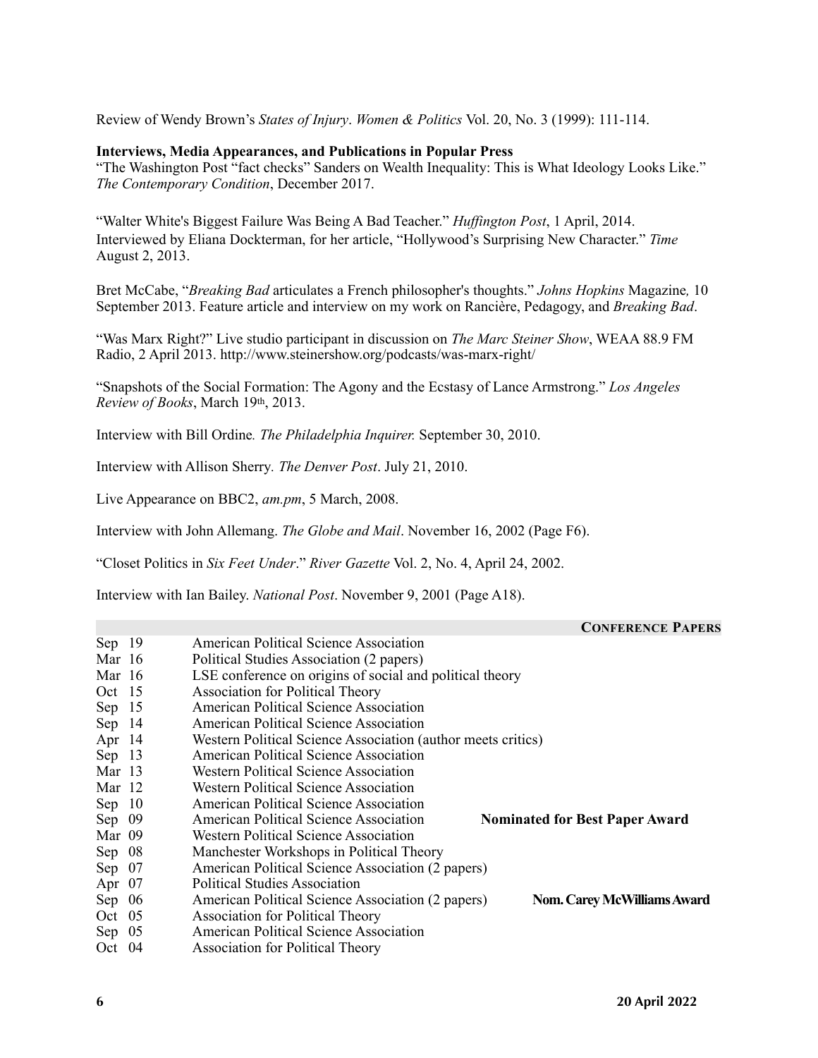Review of Wendy Brown's *States of Injury*. *Women & Politics* Vol. 20, No. 3 (1999): 111-114.

**Interviews, Media Appearances, and Publications in Popular Press**

"The Washington Post "fact checks" Sanders on Wealth Inequality: This is What Ideology Looks Like." *The Contemporary Condition*, December 2017.

"Walter White's Biggest Failure Was Being A Bad Teacher." *Huffington Post*, 1 April, 2014.
Interviewed by Eliana Dockterman, for her article, "Hollywood's Surprising New Character." *Time* August 2, 2013.

Bret McCabe, "*Breaking Bad* articulates a French philosopher's thoughts." *Johns Hopkins* Magazine*,* 10 September 2013. Feature article and interview on my work on Rancière, Pedagogy, and *Breaking Bad*.

"Was Marx Right?" Live studio participant in discussion on *The Marc Steiner Show*, WEAA 88.9 FM Radio, 2 April 2013. http://www.steinershow.org/podcasts/was-marx-right/

"Snapshots of the Social Formation: The Agony and the Ecstasy of Lance Armstrong." *Los Angeles Review of Books*, March 19th, 2013.

Interview with Bill Ordine*. The Philadelphia Inquirer.* September 30, 2010.

Interview with Allison Sherry*. The Denver Post*. July 21, 2010.

Live Appearance on BBC2, *am.pm*, 5 March, 2008.

Interview with John Allemang. *The Globe and Mail*. November 16, 2002 (Page F6).

"Closet Politics in *Six Feet Under*." *River Gazette* Vol. 2, No. 4, April 24, 2002.

Interview with Ian Bailey. *National Post*. November 9, 2001 (Page A18).

## CONFERENCE PAPERS

| | | |
|---|---|---|
| Sep 19 | American Political Science Association | |
| Mar 16 | Political Studies Association (2 papers) | |
| Mar 16 | LSE conference on origins of social and political theory | |
| Oct 15 | Association for Political Theory | |
| Sep 15 | American Political Science Association | |
| Sep 14 | American Political Science Association | |
| Apr 14 | Western Political Science Association (author meets critics) | |
| Sep 13 | American Political Science Association | |
| Mar 13 | Western Political Science Association | |
| Mar 12 | Western Political Science Association | |
| Sep 10 | American Political Science Association | |
| Sep 09 | American Political Science Association | **Nominated for Best Paper Award** |
| Mar 09 | Western Political Science Association | |
| Sep 08 | Manchester Workshops in Political Theory | |
| Sep 07 | American Political Science Association (2 papers) | |
| Apr 07 | Political Studies Association | |
| Sep 06 | American Political Science Association (2 papers) | **Nom. Carey McWilliams Award** |
| Oct 05 | Association for Political Theory | |
| Sep 05 | American Political Science Association | |
| Oct 04 | Association for Political Theory | |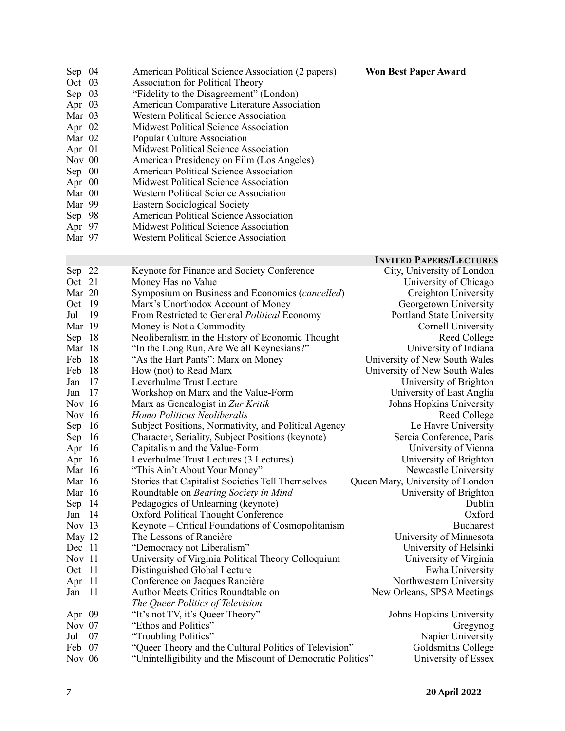| | | |
|---|---|---|
| Sep 04 | American Political Science Association (2 papers) | **Won Best Paper Award** |
| Oct 03 | Association for Political Theory | |
| Sep 03 | "Fidelity to the Disagreement" (London) | |
| Apr 03 | American Comparative Literature Association | |
| Mar 03 | Western Political Science Association | |
| Apr 02 | Midwest Political Science Association | |
| Mar 02 | Popular Culture Association | |
| Apr 01 | Midwest Political Science Association | |
| Nov 00 | American Presidency on Film (Los Angeles) | |
| Sep 00 | American Political Science Association | |
| Apr 00 | Midwest Political Science Association | |
| Mar 00 | Western Political Science Association | |
| Mar 99 | Eastern Sociological Society | |
| Sep 98 | American Political Science Association | |
| Apr 97 | Midwest Political Science Association | |
| Mar 97 | Western Political Science Association | |

## INVITED PAPERS/LECTURES

| | | |
|---|---|---|
| Sep 22 | Keynote for Finance and Society Conference | City, University of London |
| Oct 21 | Money Has no Value | University of Chicago |
| Mar 20 | Symposium on Business and Economics (*cancelled*) | Creighton University |
| Oct 19 | Marx's Unorthodox Account of Money | Georgetown University |
| Jul 19 | From Restricted to General *Political* Economy | Portland State University |
| Mar 19 | Money is Not a Commodity | Cornell University |
| Sep 18 | Neoliberalism in the History of Economic Thought | Reed College |
| Mar 18 | "In the Long Run, Are We all Keynesians?" | University of Indiana |
| Feb 18 | "As the Hart Pants": Marx on Money | University of New South Wales |
| Feb 18 | How (not) to Read Marx | University of New South Wales |
| Jan 17 | Leverhulme Trust Lecture | University of Brighton |
| Jan 17 | Workshop on Marx and the Value-Form | University of East Anglia |
| Nov 16 | Marx as Genealogist in *Zur Kritik* | Johns Hopkins University |
| Nov 16 | *Homo Politicus Neoliberalis* | Reed College |
| Sep 16 | Subject Positions, Normativity, and Political Agency | Le Havre University |
| Sep 16 | Character, Seriality, Subject Positions (keynote) | Sercia Conference, Paris |
| Apr 16 | Capitalism and the Value-Form | University of Vienna |
| Apr 16 | Leverhulme Trust Lectures (3 Lectures) | University of Brighton |
| Mar 16 | "This Ain't About Your Money" | Newcastle University |
| Mar 16 | Stories that Capitalist Societies Tell Themselves | Queen Mary, University of London |
| Mar 16 | Roundtable on *Bearing Society in Mind* | University of Brighton |
| Sep 14 | Pedagogics of Unlearning (keynote) | Dublin |
| Jan 14 | Oxford Political Thought Conference | Oxford |
| Nov 13 | Keynote – Critical Foundations of Cosmopolitanism | Bucharest |
| May 12 | The Lessons of Rancière | University of Minnesota |
| Dec 11 | "Democracy not Liberalism" | University of Helsinki |
| Nov 11 | University of Virginia Political Theory Colloquium | University of Virginia |
| Oct 11 | Distinguished Global Lecture | Ewha University |
| Apr 11 | Conference on Jacques Rancière | Northwestern University |
| Jan 11 | Author Meets Critics Roundtable on *The Queer Politics of Television* | New Orleans, SPSA Meetings |
| Apr 09 | "It's not TV, it's Queer Theory" | Johns Hopkins University |
| Nov 07 | "Ethos and Politics" | Gregynog |
| Jul 07 | "Troubling Politics" | Napier University |
| Feb 07 | "Queer Theory and the Cultural Politics of Television" | Goldsmiths College |
| Nov 06 | "Unintelligibility and the Miscount of Democratic Politics" | University of Essex |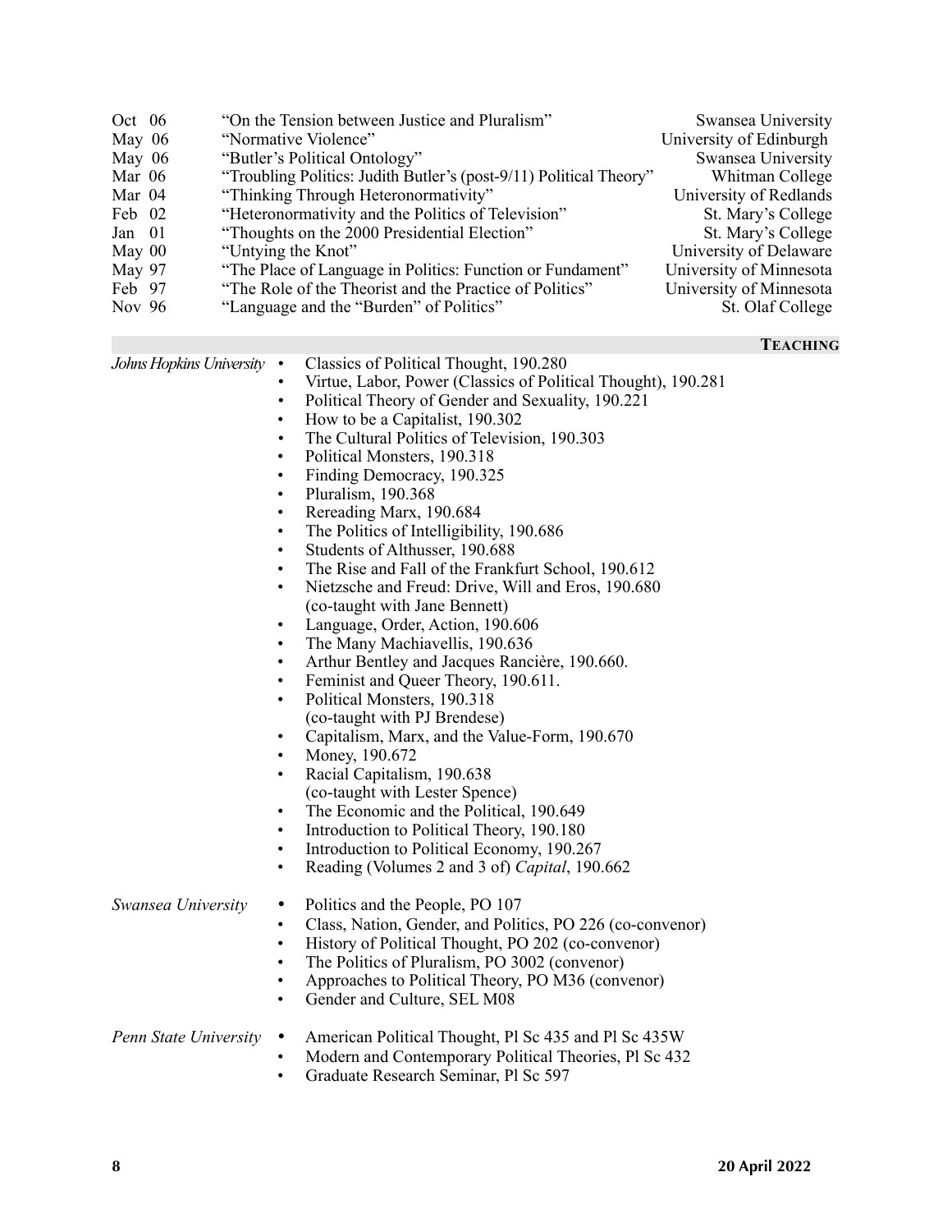| | | |
|---|---|---|
| Oct 06 | "On the Tension between Justice and Pluralism" | Swansea University |
| May 06 | "Normative Violence" | University of Edinburgh |
| May 06 | "Butler's Political Ontology" | Swansea University |
| Mar 06 | "Troubling Politics: Judith Butler's (post-9/11) Political Theory" | Whitman College |
| Mar 04 | "Thinking Through Heteronormativity" | University of Redlands |
| Feb 02 | "Heteronormativity and the Politics of Television" | St. Mary's College |
| Jan 01 | "Thoughts on the 2000 Presidential Election" | St. Mary's College |
| May 00 | "Untying the Knot" | University of Delaware |
| May 97 | "The Place of Language in Politics: Function or Fundament" | University of Minnesota |
| Feb 97 | "The Role of the Theorist and the Practice of Politics" | University of Minnesota |
| Nov 96 | "Language and the "Burden" of Politics" | St. Olaf College |

## Teaching

*Johns Hopkins University*

- Classics of Political Thought, 190.280
- Virtue, Labor, Power (Classics of Political Thought), 190.281
- Political Theory of Gender and Sexuality, 190.221
- How to be a Capitalist, 190.302
- The Cultural Politics of Television, 190.303
- Political Monsters, 190.318
- Finding Democracy, 190.325
- Pluralism, 190.368
- Rereading Marx, 190.684
- The Politics of Intelligibility, 190.686
- Students of Althusser, 190.688
- The Rise and Fall of the Frankfurt School, 190.612
- Nietzsche and Freud: Drive, Will and Eros, 190.680 (co-taught with Jane Bennett)
- Language, Order, Action, 190.606
- The Many Machiavellis, 190.636
- Arthur Bentley and Jacques Rancière, 190.660.
- Feminist and Queer Theory, 190.611.
- Political Monsters, 190.318 (co-taught with PJ Brendese)
- Capitalism, Marx, and the Value-Form, 190.670
- Money, 190.672
- Racial Capitalism, 190.638 (co-taught with Lester Spence)
- The Economic and the Political, 190.649
- Introduction to Political Theory, 190.180
- Introduction to Political Economy, 190.267
- Reading (Volumes 2 and 3 of) *Capital*, 190.662

*Swansea University*

- Politics and the People, PO 107
- Class, Nation, Gender, and Politics, PO 226 (co-convenor)
- History of Political Thought, PO 202 (co-convenor)
- The Politics of Pluralism, PO 3002 (convenor)
- Approaches to Political Theory, PO M36 (convenor)
- Gender and Culture, SEL M08

*Penn State University*

- American Political Thought, Pl Sc 435 and Pl Sc 435W
- Modern and Contemporary Political Theories, Pl Sc 432
- Graduate Research Seminar, Pl Sc 597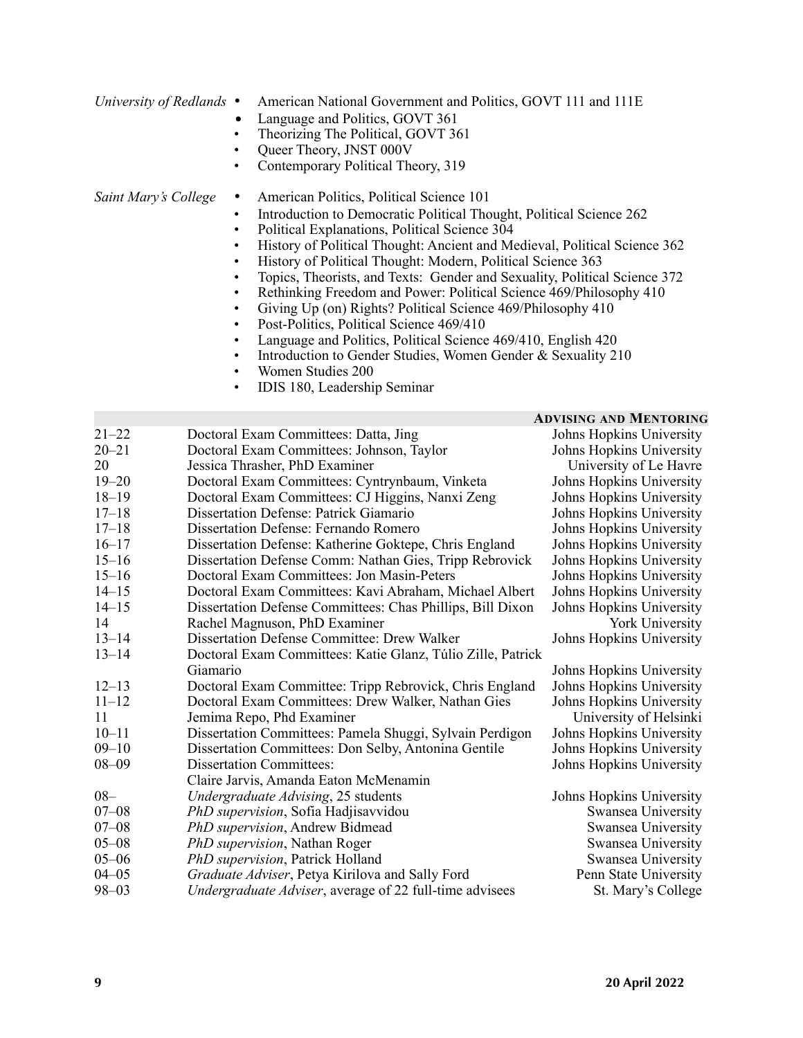*University of Redlands*

- American National Government and Politics, GOVT 111 and 111E
- Language and Politics, GOVT 361
- Theorizing The Political, GOVT 361
- Queer Theory, JNST 000V
- Contemporary Political Theory, 319

*Saint Mary's College*

- American Politics, Political Science 101
- Introduction to Democratic Political Thought, Political Science 262
- Political Explanations, Political Science 304
- History of Political Thought: Ancient and Medieval, Political Science 362
- History of Political Thought: Modern, Political Science 363
- Topics, Theorists, and Texts: Gender and Sexuality, Political Science 372
- Rethinking Freedom and Power: Political Science 469/Philosophy 410
- Giving Up (on) Rights? Political Science 469/Philosophy 410
- Post-Politics, Political Science 469/410
- Language and Politics, Political Science 469/410, English 420
- Introduction to Gender Studies, Women Gender & Sexuality 210
- Women Studies 200
- IDIS 180, Leadership Seminar

## Advising and Mentoring

| | | |
|---|---|---|
| 21–22 | Doctoral Exam Committees: Datta, Jing | Johns Hopkins University |
| 20–21 | Doctoral Exam Committees: Johnson, Taylor | Johns Hopkins University |
| 20 | Jessica Thrasher, PhD Examiner | University of Le Havre |
| 19–20 | Doctoral Exam Committees: Cyntrynbaum, Vinketa | Johns Hopkins University |
| 18–19 | Doctoral Exam Committees: CJ Higgins, Nanxi Zeng | Johns Hopkins University |
| 17–18 | Dissertation Defense: Patrick Giamario | Johns Hopkins University |
| 17–18 | Dissertation Defense: Fernando Romero | Johns Hopkins University |
| 16–17 | Dissertation Defense: Katherine Goktepe, Chris England | Johns Hopkins University |
| 15–16 | Dissertation Defense Comm: Nathan Gies, Tripp Rebrovick | Johns Hopkins University |
| 15–16 | Doctoral Exam Committees: Jon Masin-Peters | Johns Hopkins University |
| 14–15 | Doctoral Exam Committees: Kavi Abraham, Michael Albert | Johns Hopkins University |
| 14–15 | Dissertation Defense Committees: Chas Phillips, Bill Dixon | Johns Hopkins University |
| 14 | Rachel Magnuson, PhD Examiner | York University |
| 13–14 | Dissertation Defense Committee: Drew Walker | Johns Hopkins University |
| 13–14 | Doctoral Exam Committees: Katie Glanz, Túlio Zille, Patrick Giamario | Johns Hopkins University |
| 12–13 | Doctoral Exam Committee: Tripp Rebrovick, Chris England | Johns Hopkins University |
| 11–12 | Doctoral Exam Committees: Drew Walker, Nathan Gies | Johns Hopkins University |
| 11 | Jemima Repo, Phd Examiner | University of Helsinki |
| 10–11 | Dissertation Committees: Pamela Shuggi, Sylvain Perdigon | Johns Hopkins University |
| 09–10 | Dissertation Committees: Don Selby, Antonina Gentile | Johns Hopkins University |
| 08–09 | Dissertation Committees: Claire Jarvis, Amanda Eaton McMenamin | Johns Hopkins University |
| 08– | *Undergraduate Advising*, 25 students | Johns Hopkins University |
| 07–08 | *PhD supervision*, Sofia Hadjisavvidou | Swansea University |
| 07–08 | *PhD supervision*, Andrew Bidmead | Swansea University |
| 05–08 | *PhD supervision*, Nathan Roger | Swansea University |
| 05–06 | *PhD supervision*, Patrick Holland | Swansea University |
| 04–05 | *Graduate Adviser*, Petya Kirilova and Sally Ford | Penn State University |
| 98–03 | *Undergraduate Adviser*, average of 22 full-time advisees | St. Mary's College |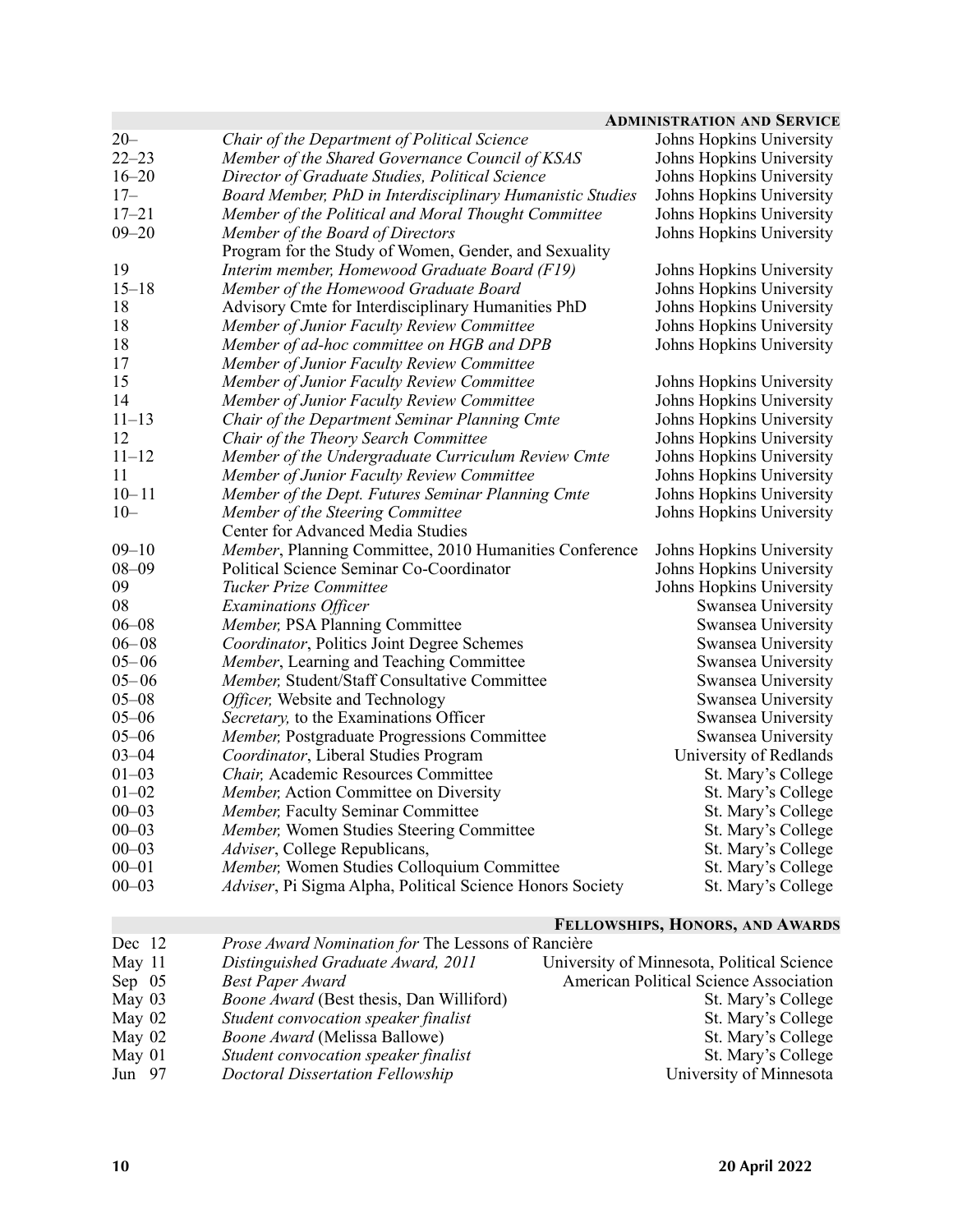## Administration and Service

| | | |
|---|---|---|
| 20– | *Chair of the Department of Political Science* | Johns Hopkins University |
| 22–23 | *Member of the Shared Governance Council of KSAS* | Johns Hopkins University |
| 16–20 | *Director of Graduate Studies, Political Science* | Johns Hopkins University |
| 17– | *Board Member, PhD in Interdisciplinary Humanistic Studies* | Johns Hopkins University |
| 17–21 | *Member of the Political and Moral Thought Committee* | Johns Hopkins University |
| 09–20 | *Member of the Board of Directors* Program for the Study of Women, Gender, and Sexuality | Johns Hopkins University |
| 19 | *Interim member, Homewood Graduate Board (F19)* | Johns Hopkins University |
| 15–18 | *Member of the Homewood Graduate Board* | Johns Hopkins University |
| 18 | Advisory Cmte for Interdisciplinary Humanities PhD | Johns Hopkins University |
| 18 | *Member of Junior Faculty Review Committee* | Johns Hopkins University |
| 18 | *Member of ad-hoc committee on HGB and DPB* | Johns Hopkins University |
| 17 | *Member of Junior Faculty Review Committee* | |
| 15 | *Member of Junior Faculty Review Committee* | Johns Hopkins University |
| 14 | *Member of Junior Faculty Review Committee* | Johns Hopkins University |
| 11–13 | *Chair of the Department Seminar Planning Cmte* | Johns Hopkins University |
| 12 | *Chair of the Theory Search Committee* | Johns Hopkins University |
| 11–12 | *Member of the Undergraduate Curriculum Review Cmte* | Johns Hopkins University |
| 11 | *Member of Junior Faculty Review Committee* | Johns Hopkins University |
| 10– 11 | *Member of the Dept. Futures Seminar Planning Cmte* | Johns Hopkins University |
| 10– | *Member of the Steering Committee* Center for Advanced Media Studies | Johns Hopkins University |
| 09–10 | *Member*, Planning Committee, 2010 Humanities Conference | Johns Hopkins University |
| 08–09 | Political Science Seminar Co-Coordinator | Johns Hopkins University |
| 09 | *Tucker Prize Committee* | Johns Hopkins University |
| 08 | *Examinations Officer* | Swansea University |
| 06–08 | *Member,* PSA Planning Committee | Swansea University |
| 06– 08 | *Coordinator*, Politics Joint Degree Schemes | Swansea University |
| 05– 06 | *Member*, Learning and Teaching Committee | Swansea University |
| 05– 06 | *Member,* Student/Staff Consultative Committee | Swansea University |
| 05–08 | *Officer,* Website and Technology | Swansea University |
| 05–06 | *Secretary,* to the Examinations Officer | Swansea University |
| 05–06 | *Member,* Postgraduate Progressions Committee | Swansea University |
| 03–04 | *Coordinator*, Liberal Studies Program | University of Redlands |
| 01–03 | *Chair,* Academic Resources Committee | St. Mary's College |
| 01–02 | *Member,* Action Committee on Diversity | St. Mary's College |
| 00–03 | *Member,* Faculty Seminar Committee | St. Mary's College |
| 00–03 | *Member,* Women Studies Steering Committee | St. Mary's College |
| 00–03 | *Adviser*, College Republicans, | St. Mary's College |
| 00–01 | *Member,* Women Studies Colloquium Committee | St. Mary's College |
| 00–03 | *Adviser*, Pi Sigma Alpha, Political Science Honors Society | St. Mary's College |

## Fellowships, Honors, and Awards

| | | |
|---|---|---|
| Dec 12 | *Prose Award Nomination for* The Lessons of Rancière | |
| May 11 | *Distinguished Graduate Award, 2011* | University of Minnesota, Political Science |
| Sep 05 | *Best Paper Award* | American Political Science Association |
| May 03 | *Boone Award* (Best thesis, Dan Williford) | St. Mary's College |
| May 02 | *Student convocation speaker finalist* | St. Mary's College |
| May 02 | *Boone Award* (Melissa Ballowe) | St. Mary's College |
| May 01 | *Student convocation speaker finalist* | St. Mary's College |
| Jun 97 | *Doctoral Dissertation Fellowship* | University of Minnesota |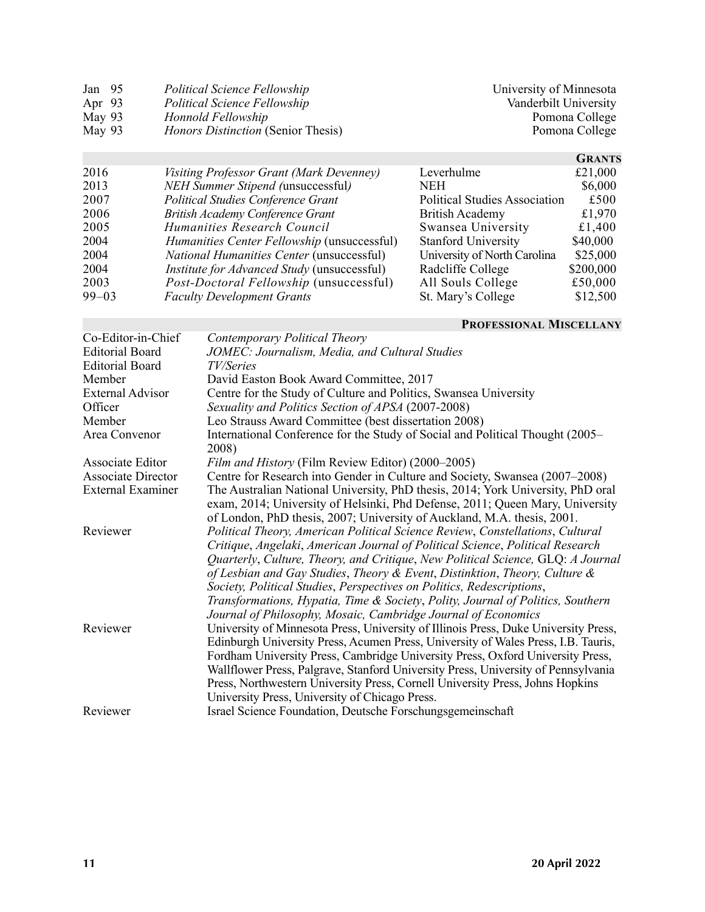| | | |
|---|---|---|
| Jan 95 | *Political Science Fellowship* | University of Minnesota |
| Apr 93 | *Political Science Fellowship* | Vanderbilt University |
| May 93 | *Honnold Fellowship* | Pomona College |
| May 93 | *Honors Distinction* (Senior Thesis) | Pomona College |

## GRANTS

| | | | |
|---|---|---|---|
| 2016 | *Visiting Professor Grant (Mark Devenney)* | Leverhulme | £21,000 |
| 2013 | *NEH Summer Stipend (*unsuccessful*)* | NEH | \$6,000 |
| 2007 | *Political Studies Conference Grant* | Political Studies Association | £500 |
| 2006 | *British Academy Conference Grant* | British Academy | £1,970 |
| 2005 | *Humanities Research Council* | Swansea University | £1,400 |
| 2004 | *Humanities Center Fellowship* (unsuccessful) | Stanford University | \$40,000 |
| 2004 | *National Humanities Center* (unsuccessful) | University of North Carolina | \$25,000 |
| 2004 | *Institute for Advanced Study* (unsuccessful) | Radcliffe College | \$200,000 |
| 2003 | *Post-Doctoral Fellowship* (unsuccessful) | All Souls College | £50,000 |
| 99–03 | *Faculty Development Grants* | St. Mary's College | \$12,500 |

## PROFESSIONAL MISCELLANY

| | |
|---|---|
| Co-Editor-in-Chief | *Contemporary Political Theory* |
| Editorial Board | *JOMEC: Journalism, Media, and Cultural Studies* |
| Editorial Board | *TV/Series* |
| Member | David Easton Book Award Committee, 2017 |
| External Advisor | Centre for the Study of Culture and Politics, Swansea University |
| Officer | *Sexuality and Politics Section of APSA* (2007-2008) |
| Member | Leo Strauss Award Committee (best dissertation 2008) |
| Area Convenor | International Conference for the Study of Social and Political Thought (2005–2008) |
| Associate Editor | *Film and History* (Film Review Editor) (2000–2005) |
| Associate Director | Centre for Research into Gender in Culture and Society, Swansea (2007–2008) |
| External Examiner | The Australian National University, PhD thesis, 2014; York University, PhD oral exam, 2014; University of Helsinki, Phd Defense, 2011; Queen Mary, University of London, PhD thesis, 2007; University of Auckland, M.A. thesis, 2001. |
| Reviewer | *Political Theory, American Political Science Review*, *Constellations*, *Cultural Critique*, *Angelaki*, *American Journal of Political Science*, *Political Research Quarterly*, *Culture, Theory, and Critique*, *New Political Science,* GLQ: *A Journal of Lesbian and Gay Studies*, *Theory & Event*, *Distinktion*, *Theory, Culture & Society, Political Studies*, *Perspectives on Politics, Redescriptions*, *Transformations, Hypatia, Time & Society*, *Polity, Journal of Politics, Southern Journal of Philosophy, Mosaic, Cambridge Journal of Economics* |
| Reviewer | University of Minnesota Press, University of Illinois Press, Duke University Press, Edinburgh University Press, Acumen Press, University of Wales Press, I.B. Tauris, Fordham University Press, Cambridge University Press, Oxford University Press, Wallflower Press, Palgrave, Stanford University Press, University of Pennsylvania Press, Northwestern University Press, Cornell University Press, Johns Hopkins University Press, University of Chicago Press. |
| Reviewer | Israel Science Foundation, Deutsche Forschungsgemeinschaft |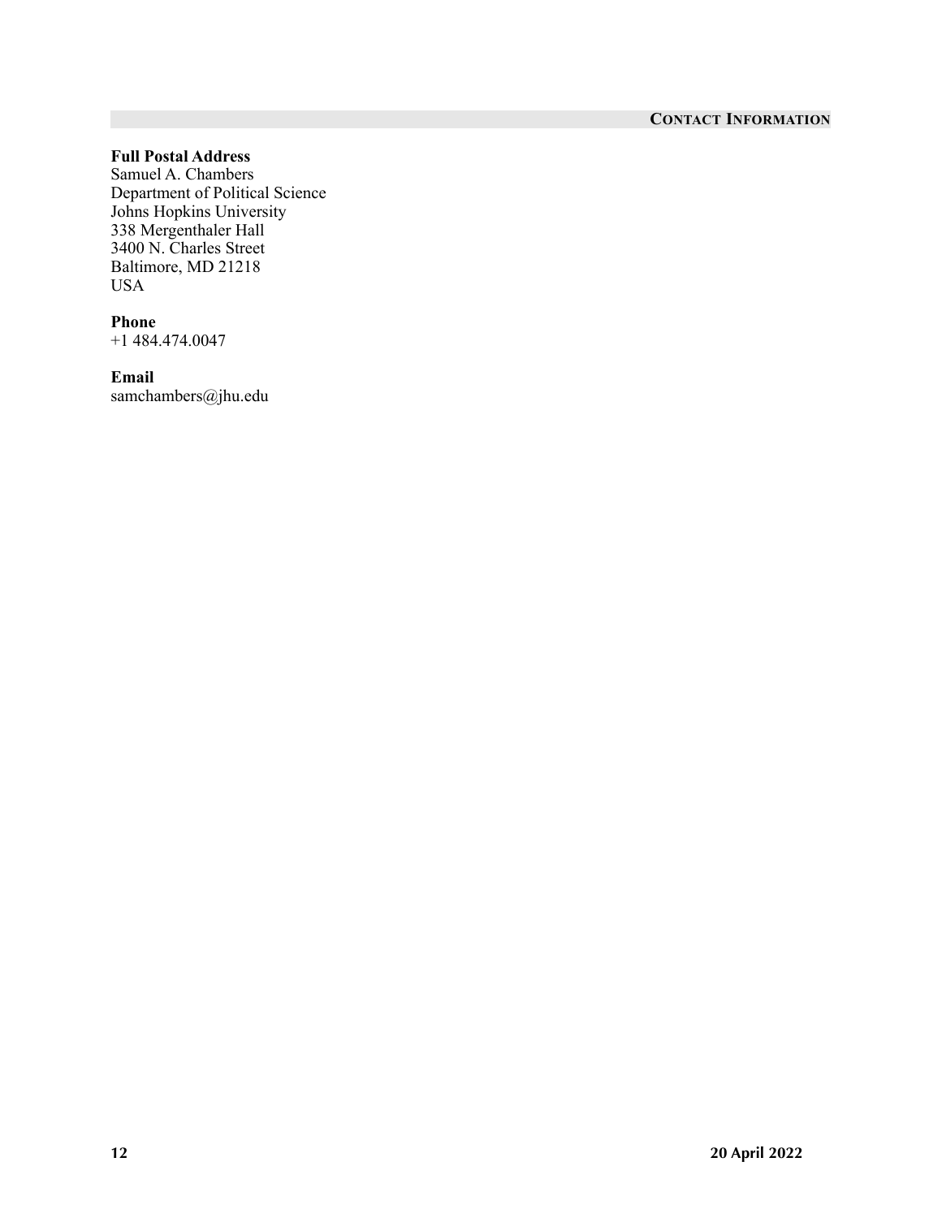## Contact Information

**Full Postal Address**
Samuel A. Chambers
Department of Political Science
Johns Hopkins University
338 Mergenthaler Hall
3400 N. Charles Street
Baltimore, MD 21218
USA

**Phone**
+1 484.474.0047

**Email**
samchambers@jhu.edu